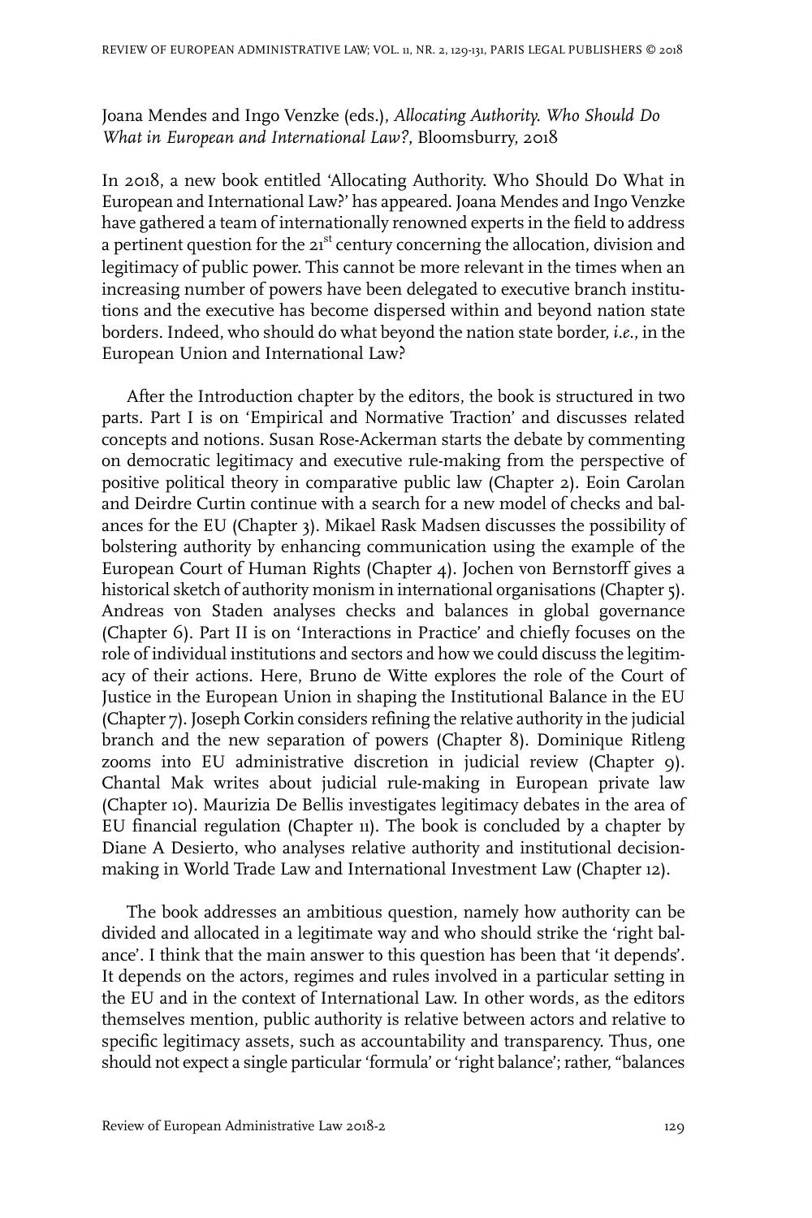Joana Mendes and Ingo Venzke (eds.), *Allocating Authority. Who Should Do What in European and International Law?*, Bloomsburry, 2018

In 2018, a new book entitled 'Allocating Authority. Who Should Do What in European and International Law?' has appeared. Joana Mendes and Ingo Venzke have gathered a team of internationally renowned experts in the field to address a pertinent question for the 21st century concerning the allocation, division and legitimacy of public power. This cannot be more relevant in the times when an increasing number of powers have been delegated to executive branch institutions and the executive has become dispersed within and beyond nation state borders. Indeed, who should do what beyond the nation state border, *i.e.*, in the European Union and International Law?

After the Introduction chapter by the editors, the book is structured in two parts. Part I is on 'Empirical and Normative Traction' and discusses related concepts and notions. Susan Rose-Ackerman starts the debate by commenting on democratic legitimacy and executive rule-making from the perspective of positive political theory in comparative public law (Chapter 2). Eoin Carolan and Deirdre Curtin continue with a search for a new model of checks and balances for the EU (Chapter 3). Mikael Rask Madsen discusses the possibility of bolstering authority by enhancing communication using the example of the European Court of Human Rights (Chapter 4). Jochen von Bernstorff gives a historical sketch of authority monism in international organisations (Chapter 5). Andreas von Staden analyses checks and balances in global governance (Chapter 6). Part II is on 'Interactions in Practice' and chiefly focuses on the role of individual institutions and sectors and how we could discuss the legitimacy of their actions. Here, Bruno de Witte explores the role of the Court of Justice in the European Union in shaping the Institutional Balance in the EU (Chapter 7). Joseph Corkin considers refining the relative authority in the judicial branch and the new separation of powers (Chapter 8). Dominique Ritleng zooms into EU administrative discretion in judicial review (Chapter 9). Chantal Mak writes about judicial rule-making in European private law (Chapter 10). Maurizia De Bellis investigates legitimacy debates in the area of EU financial regulation (Chapter 11). The book is concluded by a chapter by Diane A Desierto, who analyses relative authority and institutional decision-making in World Trade Law and International Investment Law (Chapter 12).

The book addresses an ambitious question, namely how authority can be divided and allocated in a legitimate way and who should strike the 'right balance'. I think that the main answer to this question has been that 'it depends'. It depends on the actors, regimes and rules involved in a particular setting in the EU and in the context of International Law. In other words, as the editors themselves mention, public authority is relative between actors and relative to specific legitimacy assets, such as accountability and transparency. Thus, one should not expect a single particular 'formula' or 'right balance'; rather, "balances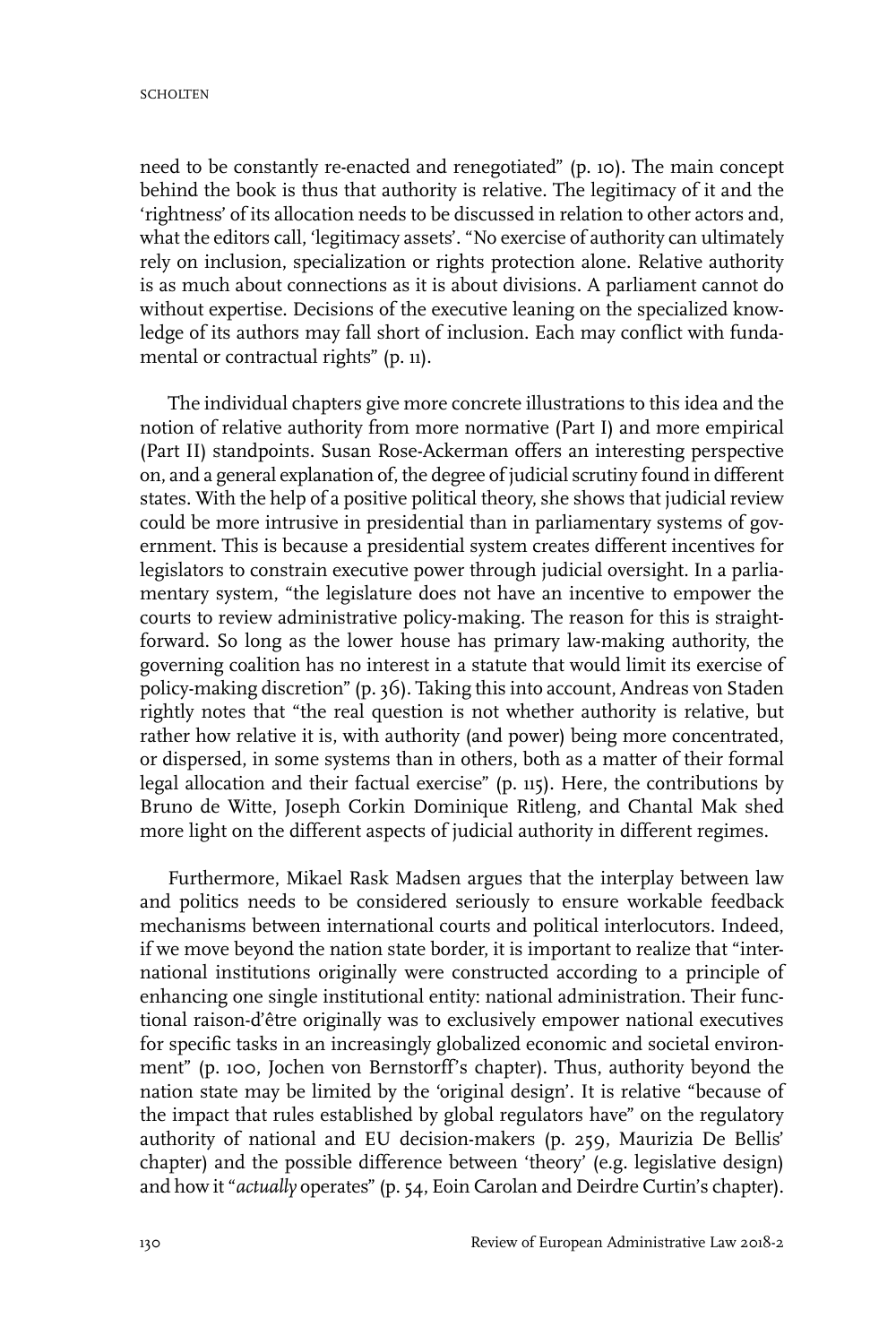need to be constantly re-enacted and renegotiated" (p. 10). The main concept behind the book is thus that authority is relative. The legitimacy of it and the 'rightness' of its allocation needs to be discussed in relation to other actors and, what the editors call, 'legitimacy assets'. "No exercise of authority can ultimately rely on inclusion, specialization or rights protection alone. Relative authority is as much about connections as it is about divisions. A parliament cannot do without expertise. Decisions of the executive leaning on the specialized knowledge of its authors may fall short of inclusion. Each may conflict with fundamental or contractual rights" (p. 11).

The individual chapters give more concrete illustrations to this idea and the notion of relative authority from more normative (Part I) and more empirical (Part II) standpoints. Susan Rose-Ackerman offers an interesting perspective on, and a general explanation of, the degree of judicial scrutiny found in different states. With the help of a positive political theory, she shows that judicial review could be more intrusive in presidential than in parliamentary systems of government. This is because a presidential system creates different incentives for legislators to constrain executive power through judicial oversight. In a parliamentary system, "the legislature does not have an incentive to empower the courts to review administrative policy-making. The reason for this is straightforward. So long as the lower house has primary law-making authority, the governing coalition has no interest in a statute that would limit its exercise of policy-making discretion" (p. 36). Taking this into account, Andreas von Staden rightly notes that "the real question is not whether authority is relative, but rather how relative it is, with authority (and power) being more concentrated, or dispersed, in some systems than in others, both as a matter of their formal legal allocation and their factual exercise" (p. 115). Here, the contributions by Bruno de Witte, Joseph Corkin Dominique Ritleng, and Chantal Mak shed more light on the different aspects of judicial authority in different regimes.

Furthermore, Mikael Rask Madsen argues that the interplay between law and politics needs to be considered seriously to ensure workable feedback mechanisms between international courts and political interlocutors. Indeed, if we move beyond the nation state border, it is important to realize that "international institutions originally were constructed according to a principle of enhancing one single institutional entity: national administration. Their functional raison-d'être originally was to exclusively empower national executives for specific tasks in an increasingly globalized economic and societal environment" (p. 100, Jochen von Bernstorff's chapter). Thus, authority beyond the nation state may be limited by the 'original design'. It is relative "because of the impact that rules established by global regulators have" on the regulatory authority of national and EU decision-makers (p. 259, Maurizia De Bellis' chapter) and the possible difference between 'theory' (e.g. legislative design) and how it "*actually* operates" (p. 54, Eoin Carolan and Deirdre Curtin's chapter).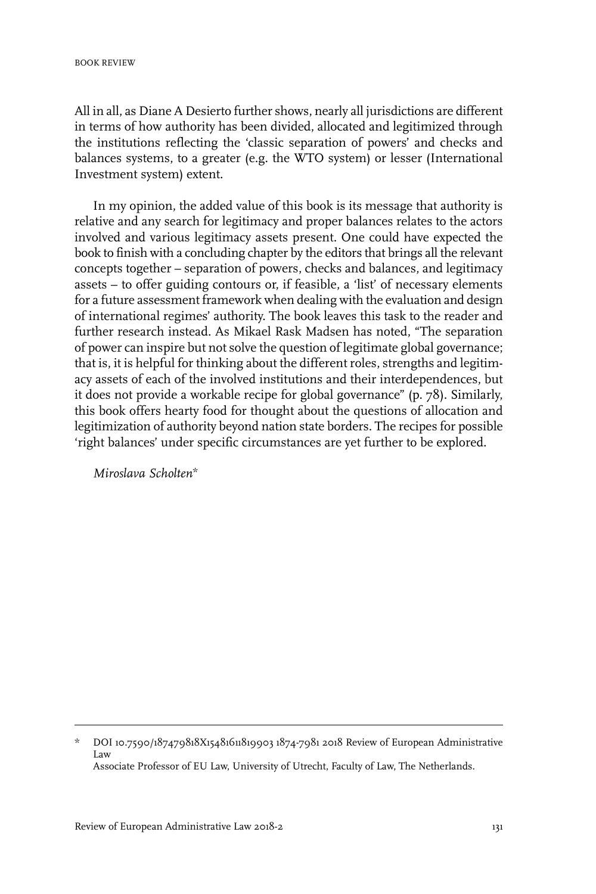All in all, as Diane A Desierto further shows, nearly all jurisdictions are different in terms of how authority has been divided, allocated and legitimized through the institutions reflecting the 'classic separation of powers' and checks and balances systems, to a greater (e.g. the WTO system) or lesser (International Investment system) extent.

In my opinion, the added value of this book is its message that authority is relative and any search for legitimacy and proper balances relates to the actors involved and various legitimacy assets present. One could have expected the book to finish with a concluding chapter by the editors that brings all the relevant concepts together – separation of powers, checks and balances, and legitimacy assets – to offer guiding contours or, if feasible, a 'list' of necessary elements for a future assessment framework when dealing with the evaluation and design of international regimes' authority. The book leaves this task to the reader and further research instead. As Mikael Rask Madsen has noted, "The separation of power can inspire but not solve the question of legitimate global governance; that is, it is helpful for thinking about the different roles, strengths and legitimacy assets of each of the involved institutions and their interdependences, but it does not provide a workable recipe for global governance" (p. 78). Similarly, this book offers hearty food for thought about the questions of allocation and legitimization of authority beyond nation state borders. The recipes for possible 'right balances' under specific circumstances are yet further to be explored.

*Miroslava Scholten**

---

\* DOI 10.7590/187479818X15481611819903 1874-7981 2018 Review of European Administrative Law
Associate Professor of EU Law, University of Utrecht, Faculty of Law, The Netherlands.